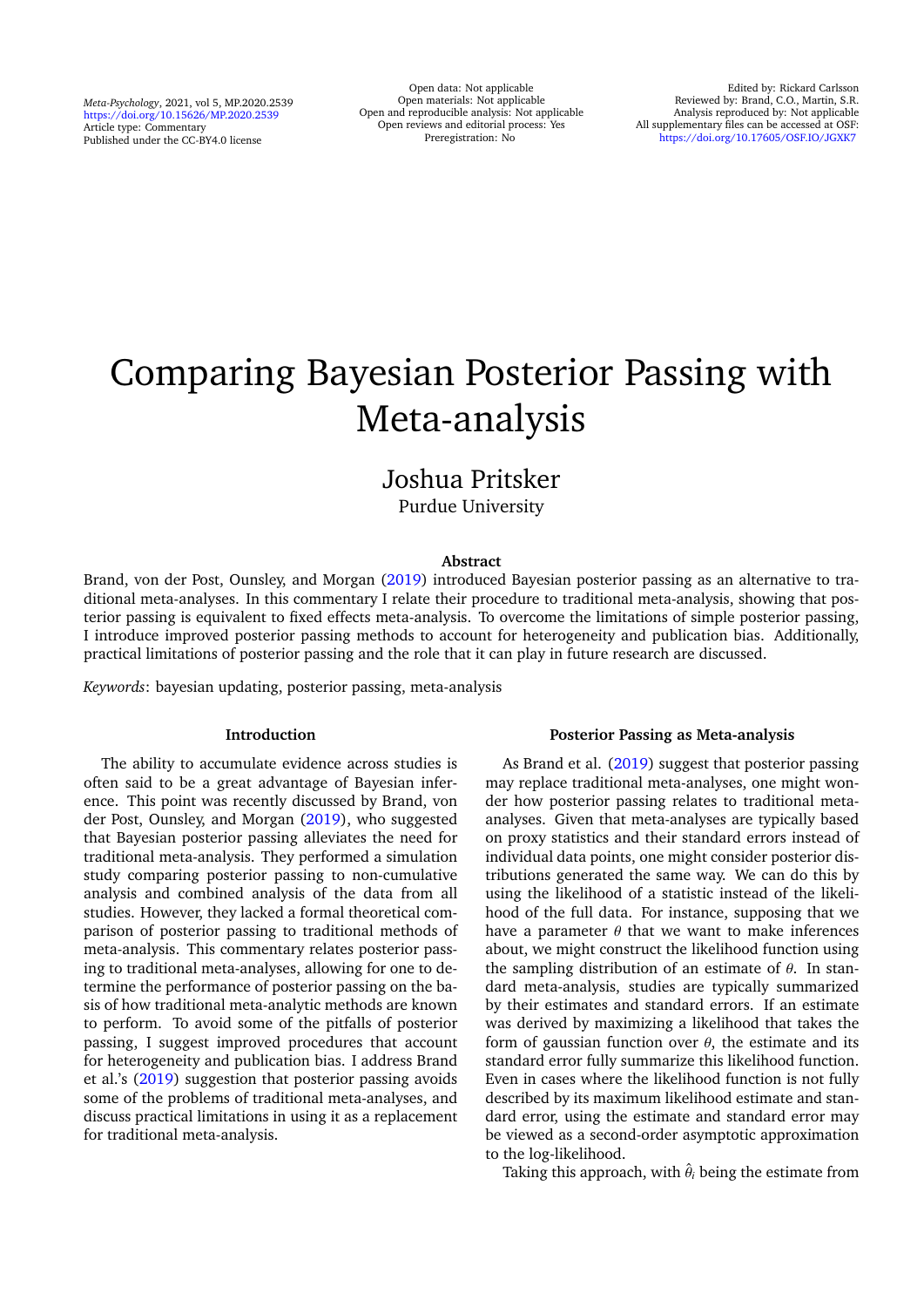*Meta-Psychology*, 2021, vol 5, MP.2020.2539
https://doi.org/10.15626/MP.2020.2539
Article type: Commentary
Published under the CC-BY4.0 license

Open data: Not applicable
Open materials: Not applicable
Open and reproducible analysis: Not applicable
Open reviews and editorial process: Yes
Preregistration: No

Edited by: Rickard Carlsson
Reviewed by: Brand, C.O., Martin, S.R.
Analysis reproduced by: Not applicable
All supplementary files can be accessed at OSF: https://doi.org/10.17605/OSF.IO/JGKX7

# Comparing Bayesian Posterior Passing with Meta-analysis

Joshua Pritsker
Purdue University

### Abstract

Brand, von der Post, Ounsley, and Morgan (2019) introduced Bayesian posterior passing as an alternative to traditional meta-analyses. In this commentary I relate their procedure to traditional meta-analysis, showing that posterior passing is equivalent to fixed effects meta-analysis. To overcome the limitations of simple posterior passing, I introduce improved posterior passing methods to account for heterogeneity and publication bias. Additionally, practical limitations of posterior passing and the role that it can play in future research are discussed.

*Keywords*: bayesian updating, posterior passing, meta-analysis

## Introduction

The ability to accumulate evidence across studies is often said to be a great advantage of Bayesian inference. This point was recently discussed by Brand, von der Post, Ounsley, and Morgan (2019), who suggested that Bayesian posterior passing alleviates the need for traditional meta-analysis. They performed a simulation study comparing posterior passing to non-cumulative analysis and combined analysis of the data from all studies. However, they lacked a formal theoretical comparison of posterior passing to traditional methods of meta-analysis. This commentary relates posterior passing to traditional meta-analyses, allowing for one to determine the performance of posterior passing on the basis of how traditional meta-analytic methods are known to perform. To avoid some of the pitfalls of posterior passing, I suggest improved procedures that account for heterogeneity and publication bias. I address Brand et al.'s (2019) suggestion that posterior passing avoids some of the problems of traditional meta-analyses, and discuss practical limitations in using it as a replacement for traditional meta-analysis.

## Posterior Passing as Meta-analysis

As Brand et al. (2019) suggest that posterior passing may replace traditional meta-analyses, one might wonder how posterior passing relates to traditional meta-analyses. Given that meta-analyses are typically based on proxy statistics and their standard errors instead of individual data points, one might consider posterior distributions generated the same way. We can do this by using the likelihood of a statistic instead of the likelihood of the full data. For instance, supposing that we have a parameter $\theta$ that we want to make inferences about, we might construct the likelihood function using the sampling distribution of an estimate of $\theta$. In standard meta-analysis, studies are typically summarized by their estimates and standard errors. If an estimate was derived by maximizing a likelihood that takes the form of gaussian function over $\theta$, the estimate and its standard error fully summarize this likelihood function. Even in cases where the likelihood function is not fully described by its maximum likelihood estimate and standard error, using the estimate and standard error may be viewed as a second-order asymptotic approximation to the log-likelihood.

Taking this approach, with $\hat{\theta}_i$ being the estimate from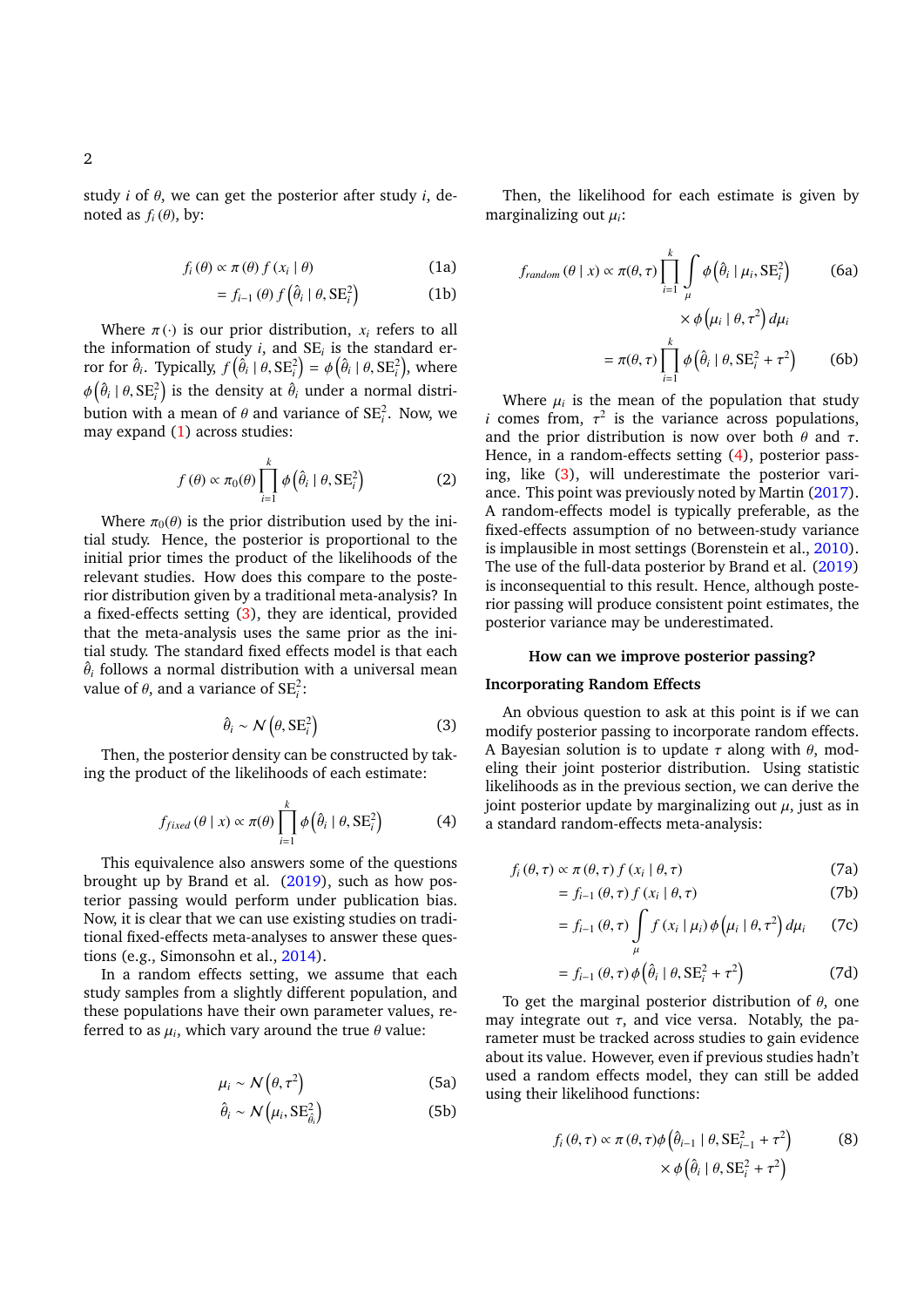study $i$ of $\theta$, we can get the posterior after study $i$, denoted as $f_i(\theta)$, by:

$$
\begin{aligned}
f_i(\theta) &\propto \pi(\theta)\, f(x_i \mid \theta) && \text{(1a)}\\
&= f_{i-1}(\theta)\, f\left(\hat{\theta}_i \mid \theta, \mathrm{SE}_i^2\right) && \text{(1b)}
\end{aligned}
$$

Where $\pi(\cdot)$ is our prior distribution, $x_i$ refers to all the information of study $i$, and $\mathrm{SE}_i$ is the standard error for $\hat{\theta}_i$. Typically, $f\left(\hat{\theta}_i \mid \theta, \mathrm{SE}_i^2\right) = \phi\left(\hat{\theta}_i \mid \theta, \mathrm{SE}_i^2\right)$, where $\phi\left(\hat{\theta}_i \mid \theta, \mathrm{SE}_i^2\right)$ is the density at $\hat{\theta}_i$ under a normal distribution with a mean of $\theta$ and variance of $\mathrm{SE}_i^2$. Now, we may expand (1) across studies:

$$
f(\theta) \propto \pi_0(\theta) \prod_{i=1}^{k} \phi\left(\hat{\theta}_i \mid \theta, \mathrm{SE}_i^2\right) \tag{2}
$$

Where $\pi_0(\theta)$ is the prior distribution used by the initial study. Hence, the posterior is proportional to the initial prior times the product of the likelihoods of the relevant studies. How does this compare to the posterior distribution given by a traditional meta-analysis? In a fixed-effects setting (3), they are identical, provided that the meta-analysis uses the same prior as the initial study. The standard fixed effects model is that each $\hat{\theta}_i$ follows a normal distribution with a universal mean value of $\theta$, and a variance of $\mathrm{SE}_i^2$:

$$
\hat{\theta}_i \sim \mathcal{N}\left(\theta, \mathrm{SE}_i^2\right) \tag{3}
$$

Then, the posterior density can be constructed by taking the product of the likelihoods of each estimate:

$$
f_{fixed}(\theta \mid x) \propto \pi(\theta) \prod_{i=1}^{k} \phi\left(\hat{\theta}_i \mid \theta, \mathrm{SE}_i^2\right) \tag{4}
$$

This equivalence also answers some of the questions brought up by Brand et al. (2019), such as how posterior passing would perform under publication bias. Now, it is clear that we can use existing studies on traditional fixed-effects meta-analyses to answer these questions (e.g., Simonsohn et al., 2014).

In a random effects setting, we assume that each study samples from a slightly different population, and these populations have their own parameter values, referred to as $\mu_i$, which vary around the true $\theta$ value:

$$
\begin{aligned}
\mu_i &\sim \mathcal{N}\left(\theta, \tau^2\right) && \text{(5a)}\\
\hat{\theta}_i &\sim \mathcal{N}\left(\mu_i, \mathrm{SE}_{\hat{\theta}_i}^2\right) && \text{(5b)}
\end{aligned}
$$

Then, the likelihood for each estimate is given by marginalizing out $\mu_i$:

$$
\begin{aligned}
f_{random}(\theta \mid x) &\propto \pi(\theta, \tau) \prod_{i=1}^{k} \int_{\mu} \phi\left(\hat{\theta}_i \mid \mu_i, \mathrm{SE}_i^2\right) && \text{(6a)}\\
&\qquad \times \phi\left(\mu_i \mid \theta, \tau^2\right) d\mu_i \\
&= \pi(\theta, \tau) \prod_{i=1}^{k} \phi\left(\hat{\theta}_i \mid \theta, \mathrm{SE}_i^2 + \tau^2\right) && \text{(6b)}
\end{aligned}
$$

Where $\mu_i$ is the mean of the population that study $i$ comes from, $\tau^2$ is the variance across populations, and the prior distribution is now over both $\theta$ and $\tau$. Hence, in a random-effects setting (4), posterior passing, like (3), will underestimate the posterior variance. This point was previously noted by Martin (2017). A random-effects model is typically preferable, as the fixed-effects assumption of no between-study variance is implausible in most settings (Borenstein et al., 2010). The use of the full-data posterior by Brand et al. (2019) is inconsequential to this result. Hence, although posterior passing will produce consistent point estimates, the posterior variance may be underestimated.

## How can we improve posterior passing?

### Incorporating Random Effects

An obvious question to ask at this point is if we can modify posterior passing to incorporate random effects. A Bayesian solution is to update $\tau$ along with $\theta$, modeling their joint posterior distribution. Using statistic likelihoods as in the previous section, we can derive the joint posterior update by marginalizing out $\mu$, just as in a standard random-effects meta-analysis:

$$
\begin{aligned}
f_i(\theta, \tau) &\propto \pi(\theta, \tau)\, f(x_i \mid \theta, \tau) && \text{(7a)}\\
&= f_{i-1}(\theta, \tau)\, f(x_i \mid \theta, \tau) && \text{(7b)}\\
&= f_{i-1}(\theta, \tau) \int_{\mu} f(x_i \mid \mu_i)\, \phi\left(\mu_i \mid \theta, \tau^2\right) d\mu_i && \text{(7c)}\\
&= f_{i-1}(\theta, \tau)\, \phi\left(\hat{\theta}_i \mid \theta, \mathrm{SE}_i^2 + \tau^2\right) && \text{(7d)}
\end{aligned}
$$

To get the marginal posterior distribution of $\theta$, one may integrate out $\tau$, and vice versa. Notably, the parameter must be tracked across studies to gain evidence about its value. However, even if previous studies hadn't used a random effects model, they can still be added using their likelihood functions:

$$
\begin{aligned}
f_i(\theta, \tau) &\propto \pi(\theta, \tau)\phi\left(\hat{\theta}_{i-1} \mid \theta, \mathrm{SE}_{i-1}^2 + \tau^2\right) && \text{(8)}\\
&\qquad \times \phi\left(\hat{\theta}_i \mid \theta, \mathrm{SE}_i^2 + \tau^2\right)
\end{aligned}
$$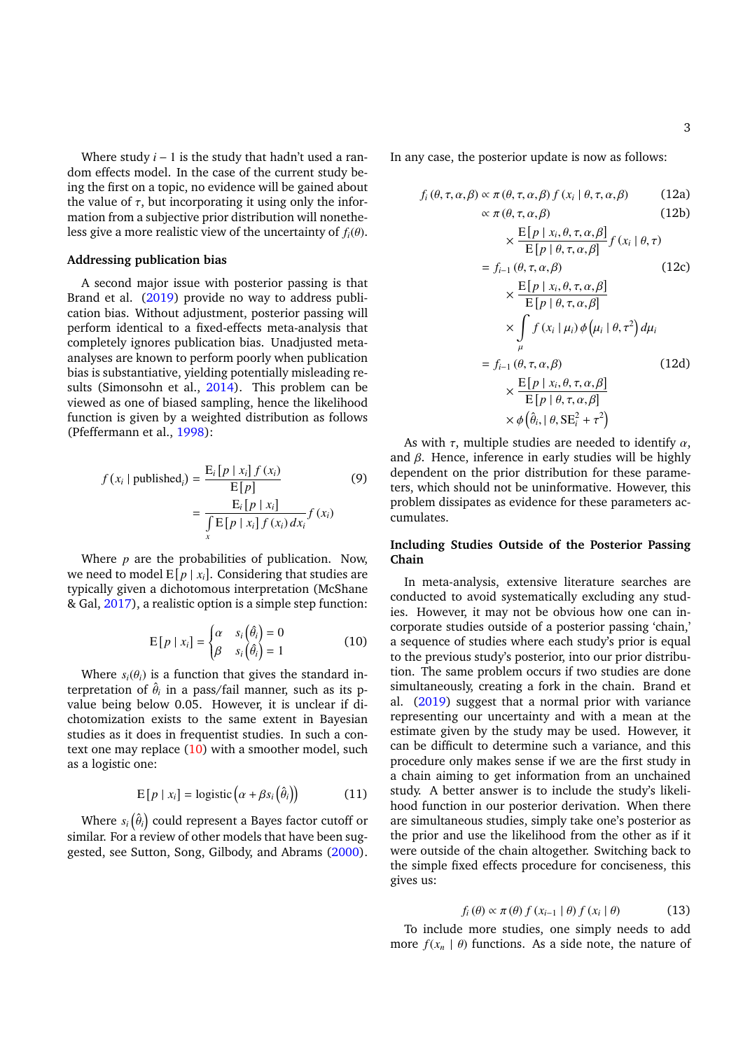Where study $i-1$ is the study that hadn't used a random effects model. In the case of the current study being the first on a topic, no evidence will be gained about the value of $\tau$, but incorporating it using only the information from a subjective prior distribution will nonetheless give a more realistic view of the uncertainty of $f_i(\theta)$.

### Addressing publication bias

A second major issue with posterior passing is that Brand et al. (2019) provide no way to address publication bias. Without adjustment, posterior passing will perform identical to a fixed-effects meta-analysis that completely ignores publication bias. Unadjusted meta-analyses are known to perform poorly when publication bias is substantiative, yielding potentially misleading results (Simonsohn et al., 2014). This problem can be viewed as one of biased sampling, hence the likelihood function is given by a weighted distribution as follows (Pfeffermann et al., 1998):

$$
\begin{aligned}
f\left(x_i \mid \text{published}_i\right) &= \frac{\mathrm{E}_i\left[p \mid x_i\right] f\left(x_i\right)}{\mathrm{E}[p]} \\
&= \frac{\mathrm{E}_i\left[p \mid x_i\right]}{\int_x \mathrm{E}\left[p \mid x_i\right] f\left(x_i\right) dx_i} f\left(x_i\right)
\end{aligned} \tag{9}
$$

Where $p$ are the probabilities of publication. Now, we need to model $\mathrm{E}[p \mid x_i]$. Considering that studies are typically given a dichotomous interpretation (McShane & Gal, 2017), a realistic option is a simple step function:

$$
\mathrm{E}\left[p \mid x_i\right] = \begin{cases} \alpha & s_i\left(\hat{\theta}_i\right) = 0 \\ \beta & s_i\left(\hat{\theta}_i\right) = 1 \end{cases} \tag{10}
$$

Where $s_i(\theta_i)$ is a function that gives the standard interpretation of $\hat{\theta}_i$ in a pass/fail manner, such as its p-value being below 0.05. However, it is unclear if dichotomization exists to the same extent in Bayesian studies as it does in frequentist studies. In such a context one may replace (10) with a smoother model, such as a logistic one:

$$
\mathrm{E}\left[p \mid x_i\right] = \operatorname{logistic}\left(\alpha + \beta s_i\left(\hat{\theta}_i\right)\right) \tag{11}
$$

Where $s_i\left(\hat{\theta}_i\right)$ could represent a Bayes factor cutoff or similar. For a review of other models that have been suggested, see Sutton, Song, Gilbody, and Abrams (2000).

In any case, the posterior update is now as follows:

$$
\begin{aligned}
f_i(\theta, \tau, \alpha, \beta) &\propto \pi(\theta, \tau, \alpha, \beta) f\left(x_i \mid \theta, \tau, \alpha, \beta\right) && \text{(12a)} \\
&\propto \pi(\theta, \tau, \alpha, \beta) && \text{(12b)} \\
&\quad \times \frac{\mathrm{E}\left[p \mid x_i, \theta, \tau, \alpha, \beta\right]}{\mathrm{E}[p \mid \theta, \tau, \alpha, \beta]} f\left(x_i \mid \theta, \tau\right) \\
&= f_{i-1}(\theta, \tau, \alpha, \beta) && \text{(12c)} \\
&\quad \times \frac{\mathrm{E}\left[p \mid x_i, \theta, \tau, \alpha, \beta\right]}{\mathrm{E}[p \mid \theta, \tau, \alpha, \beta]} \\
&\quad \times \int_\mu f\left(x_i \mid \mu_i\right) \phi\left(\mu_i \mid \theta, \tau^2\right) d\mu_i \\
&= f_{i-1}(\theta, \tau, \alpha, \beta) && \text{(12d)} \\
&\quad \times \frac{\mathrm{E}\left[p \mid x_i, \theta, \tau, \alpha, \beta\right]}{\mathrm{E}[p \mid \theta, \tau, \alpha, \beta]} \\
&\quad \times \phi\left(\hat{\theta}_i, \mid \theta, \mathrm{SE}_i^2 + \tau^2\right)
\end{aligned}
$$

As with $\tau$, multiple studies are needed to identify $\alpha$, and $\beta$. Hence, inference in early studies will be highly dependent on the prior distribution for these parameters, which should not be uninformative. However, this problem dissipates as evidence for these parameters accumulates.

### Including Studies Outside of the Posterior Passing Chain

In meta-analysis, extensive literature searches are conducted to avoid systematically excluding any studies. However, it may not be obvious how one can incorporate studies outside of a posterior passing 'chain,' a sequence of studies where each study's prior is equal to the previous study's posterior, into our prior distribution. The same problem occurs if two studies are done simultaneously, creating a fork in the chain. Brand et al. (2019) suggest that a normal prior with variance representing our uncertainty and with a mean at the estimate given by the study may be used. However, it can be difficult to determine such a variance, and this procedure only makes sense if we are the first study in a chain aiming to get information from an unchained study. A better answer is to include the study's likelihood function in our posterior derivation. When there are simultaneous studies, simply take one's posterior as the prior and use the likelihood from the other as if it were outside of the chain altogether. Switching back to the simple fixed effects procedure for conciseness, this gives us:

$$
f_i(\theta) \propto \pi(\theta) f\left(x_{i-1} \mid \theta\right) f\left(x_i \mid \theta\right) \tag{13}
$$

To include more studies, one simply needs to add more $f(x_n \mid \theta)$ functions. As a side note, the nature of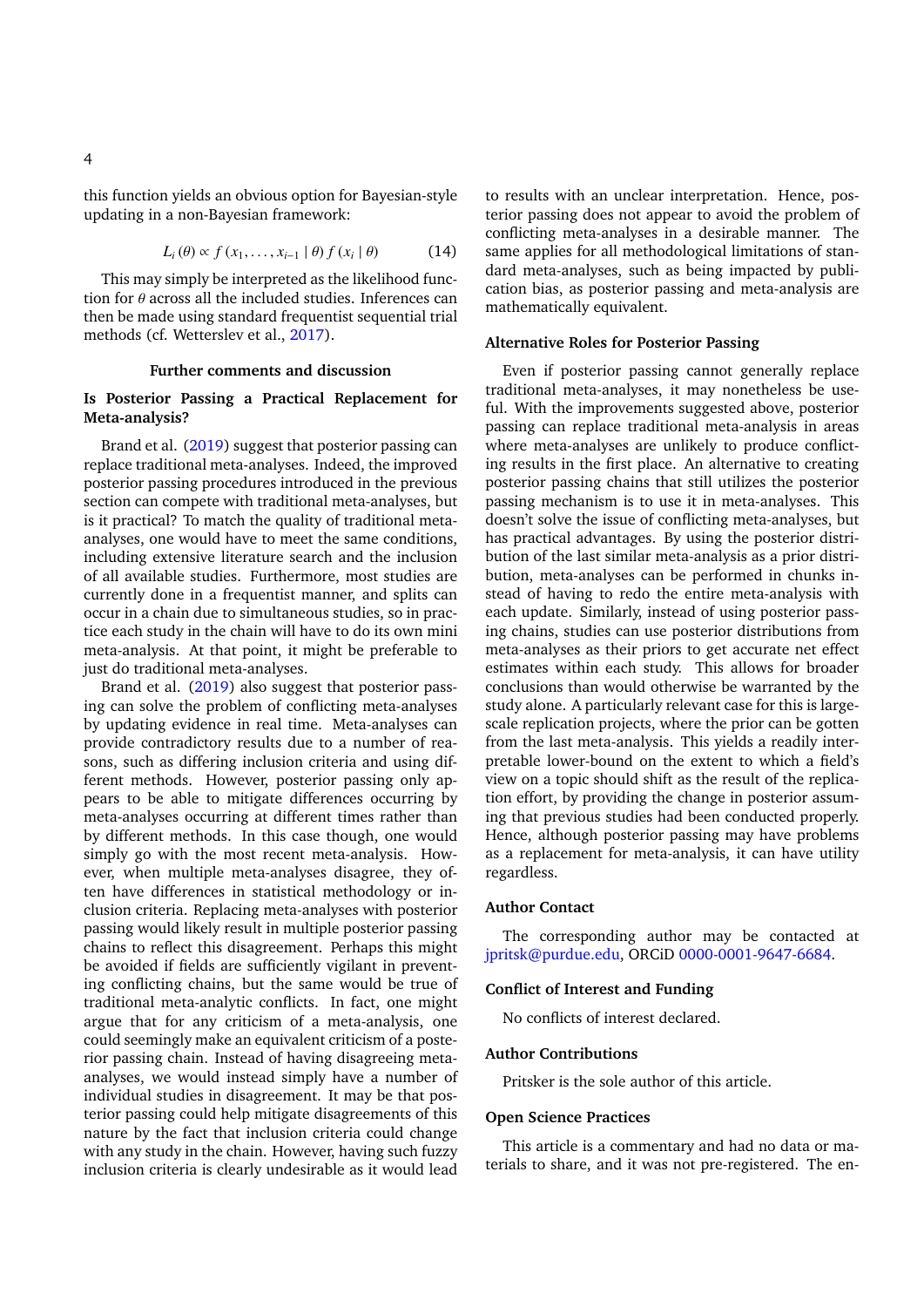this function yields an obvious option for Bayesian-style updating in a non-Bayesian framework:

$$L_i(\theta) \propto f(x_1, \ldots, x_{i-1} \mid \theta) \, f(x_i \mid \theta) \tag{14}$$

This may simply be interpreted as the likelihood function for $\theta$ across all the included studies. Inferences can then be made using standard frequentist sequential trial methods (cf. Wetterslev et al., 2017).

## Further comments and discussion

### Is Posterior Passing a Practical Replacement for Meta-analysis?

Brand et al. (2019) suggest that posterior passing can replace traditional meta-analyses. Indeed, the improved posterior passing procedures introduced in the previous section can compete with traditional meta-analyses, but is it practical? To match the quality of traditional meta-analyses, one would have to meet the same conditions, including extensive literature search and the inclusion of all available studies. Furthermore, most studies are currently done in a frequentist manner, and splits can occur in a chain due to simultaneous studies, so in practice each study in the chain will have to do its own mini meta-analysis. At that point, it might be preferable to just do traditional meta-analyses.

Brand et al. (2019) also suggest that posterior passing can solve the problem of conflicting meta-analyses by updating evidence in real time. Meta-analyses can provide contradictory results due to a number of reasons, such as differing inclusion criteria and using different methods. However, posterior passing only appears to be able to mitigate differences occurring by meta-analyses occurring at different times rather than by different methods. In this case though, one would simply go with the most recent meta-analysis. However, when multiple meta-analyses disagree, they often have differences in statistical methodology or inclusion criteria. Replacing meta-analyses with posterior passing would likely result in multiple posterior passing chains to reflect this disagreement. Perhaps this might be avoided if fields are sufficiently vigilant in preventing conflicting chains, but the same would be true of traditional meta-analytic conflicts. In fact, one might argue that for any criticism of a meta-analysis, one could seemingly make an equivalent criticism of a posterior passing chain. Instead of having disagreeing meta-analyses, we would instead simply have a number of individual studies in disagreement. It may be that posterior passing could help mitigate disagreements of this nature by the fact that inclusion criteria could change with any study in the chain. However, having such fuzzy inclusion criteria is clearly undesirable as it would lead to results with an unclear interpretation. Hence, posterior passing does not appear to avoid the problem of conflicting meta-analyses in a desirable manner. The same applies for all methodological limitations of standard meta-analyses, such as being impacted by publication bias, as posterior passing and meta-analysis are mathematically equivalent.

### Alternative Roles for Posterior Passing

Even if posterior passing cannot generally replace traditional meta-analyses, it may nonetheless be useful. With the improvements suggested above, posterior passing can replace traditional meta-analysis in areas where meta-analyses are unlikely to produce conflicting results in the first place. An alternative to creating posterior passing chains that still utilizes the posterior passing mechanism is to use it in meta-analyses. This doesn't solve the issue of conflicting meta-analyses, but has practical advantages. By using the posterior distribution of the last similar meta-analysis as a prior distribution, meta-analyses can be performed in chunks instead of having to redo the entire meta-analysis with each update. Similarly, instead of using posterior passing chains, studies can use posterior distributions from meta-analyses as their priors to get accurate net effect estimates within each study. This allows for broader conclusions than would otherwise be warranted by the study alone. A particularly relevant case for this is large-scale replication projects, where the prior can be gotten from the last meta-analysis. This yields a readily interpretable lower-bound on the extent to which a field's view on a topic should shift as the result of the replication effort, by providing the change in posterior assuming that previous studies had been conducted properly. Hence, although posterior passing may have problems as a replacement for meta-analysis, it can have utility regardless.

### Author Contact

The corresponding author may be contacted at jpritsk@purdue.edu, ORCiD 0000-0001-9647-6684.

### Conflict of Interest and Funding

No conflicts of interest declared.

### Author Contributions

Pritsker is the sole author of this article.

### Open Science Practices

This article is a commentary and had no data or materials to share, and it was not pre-registered. The en-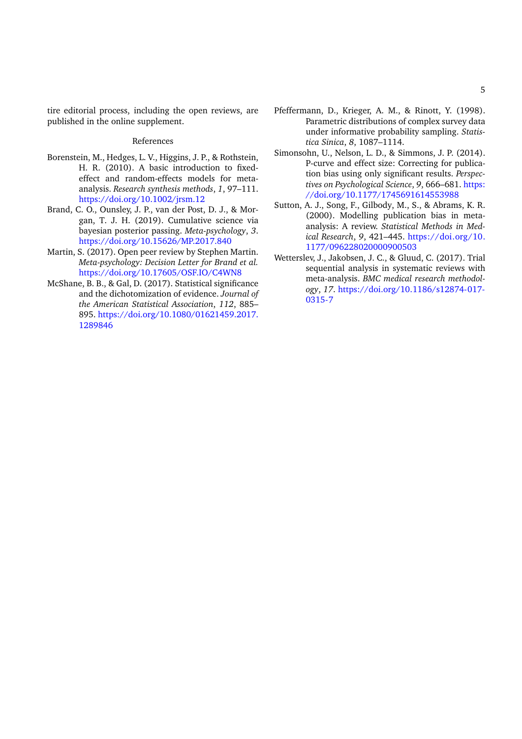tire editorial process, including the open reviews, are published in the online supplement.

## References

Borenstein, M., Hedges, L. V., Higgins, J. P., & Rothstein, H. R. (2010). A basic introduction to fixed-effect and random-effects models for meta-analysis. *Research synthesis methods*, *1*, 97–111. https://doi.org/10.1002/jrsm.12

Brand, C. O., Ounsley, J. P., van der Post, D. J., & Morgan, T. J. H. (2019). Cumulative science via bayesian posterior passing. *Meta-psychology*, *3*. https://doi.org/10.15626/MP.2017.840

Martin, S. (2017). Open peer review by Stephen Martin. *Meta-psychology: Decision Letter for Brand et al.* https://doi.org/10.17605/OSF.IO/C4WN8

McShane, B. B., & Gal, D. (2017). Statistical significance and the dichotomization of evidence. *Journal of the American Statistical Association*, *112*, 885–895. https://doi.org/10.1080/01621459.2017.1289846

Pfeffermann, D., Krieger, A. M., & Rinott, Y. (1998). Parametric distributions of complex survey data under informative probability sampling. *Statistica Sinica*, *8*, 1087–1114.

Simonsohn, U., Nelson, L. D., & Simmons, J. P. (2014). P-curve and effect size: Correcting for publication bias using only significant results. *Perspectives on Psychological Science*, *9*, 666–681. https://doi.org/10.1177/1745691614553988

Sutton, A. J., Song, F., Gilbody, M., S., & Abrams, K. R. (2000). Modelling publication bias in meta-analysis: A review. *Statistical Methods in Medical Research*, *9*, 421–445. https://doi.org/10.1177/096228020000900503

Wetterslev, J., Jakobsen, J. C., & Gluud, C. (2017). Trial sequential analysis in systematic reviews with meta-analysis. *BMC medical research methodology*, *17*. https://doi.org/10.1186/s12874-017-0315-7